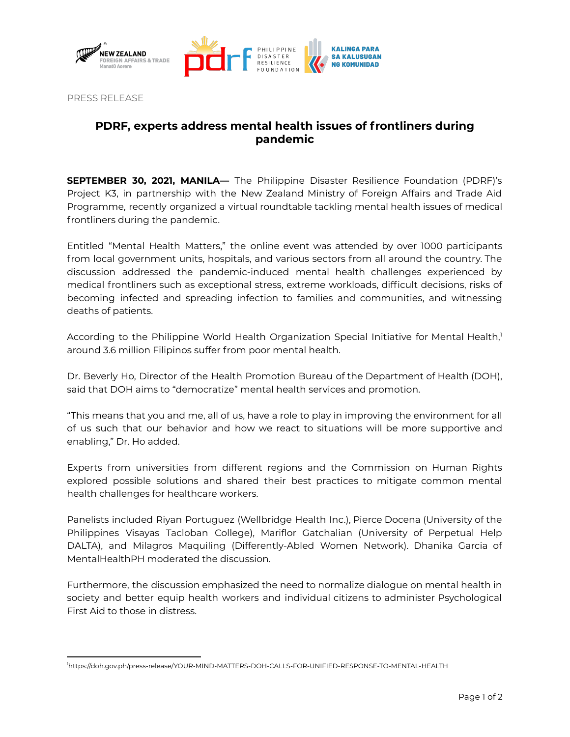PRESS RELEASE

# PDRF, experts address mental health issues of frontliners during pandemic

**SEPTEMBER 30, 2021, MANILA—** The Philippine Disaster Resilience Foundation (PDRF)'s Project K3, in partnership with the New Zealand Ministry of Foreign Affairs and Trade Aid Programme, recently organized a virtual roundtable tackling mental health issues of medical frontliners during the pandemic.

Entitled "Mental Health Matters," the online event was attended by over 1000 participants from local government units, hospitals, and various sectors from all around the country. The discussion addressed the pandemic-induced mental health challenges experienced by medical frontliners such as exceptional stress, extreme workloads, difficult decisions, risks of becoming infected and spreading infection to families and communities, and witnessing deaths of patients.

According to the Philippine World Health Organization Special Initiative for Mental Health,[1] around 3.6 million Filipinos suffer from poor mental health.

Dr. Beverly Ho, Director of the Health Promotion Bureau of the Department of Health (DOH), said that DOH aims to "democratize" mental health services and promotion.

"This means that you and me, all of us, have a role to play in improving the environment for all of us such that our behavior and how we react to situations will be more supportive and enabling," Dr. Ho added.

Experts from universities from different regions and the Commission on Human Rights explored possible solutions and shared their best practices to mitigate common mental health challenges for healthcare workers.

Panelists included Riyan Portuguez (Wellbridge Health Inc.), Pierce Docena (University of the Philippines Visayas Tacloban College), Mariflor Gatchalian (University of Perpetual Help DALTA), and Milagros Maquiling (Differently-Abled Women Network). Dhanika Garcia of MentalHealthPH moderated the discussion.

Furthermore, the discussion emphasized the need to normalize dialogue on mental health in society and better equip health workers and individual citizens to administer Psychological First Aid to those in distress.

---

[1] https://doh.gov.ph/press-release/YOUR-MIND-MATTERS-DOH-CALLS-FOR-UNIFIED-RESPONSE-TO-MENTAL-HEALTH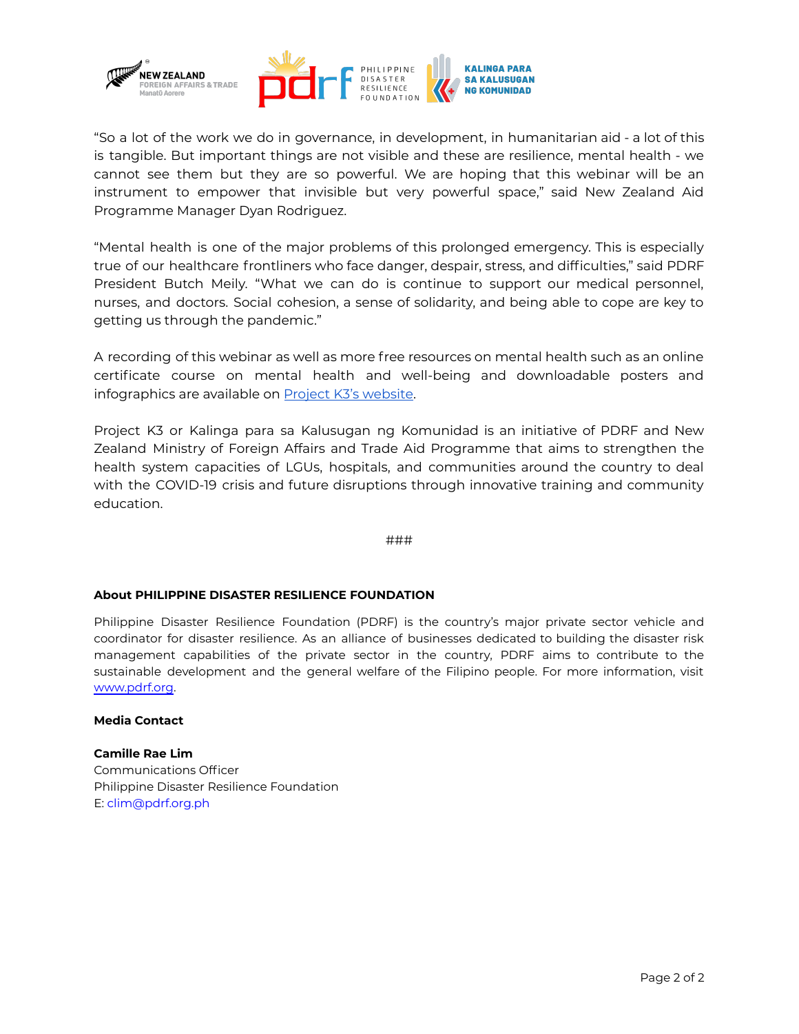"So a lot of the work we do in governance, in development, in humanitarian aid - a lot of this is tangible. But important things are not visible and these are resilience, mental health - we cannot see them but they are so powerful. We are hoping that this webinar will be an instrument to empower that invisible but very powerful space," said New Zealand Aid Programme Manager Dyan Rodriguez.

"Mental health is one of the major problems of this prolonged emergency. This is especially true of our healthcare frontliners who face danger, despair, stress, and difficulties," said PDRF President Butch Meily. "What we can do is continue to support our medical personnel, nurses, and doctors. Social cohesion, a sense of solidarity, and being able to cope are key to getting us through the pandemic."

A recording of this webinar as well as more free resources on mental health such as an online certificate course on mental health and well-being and downloadable posters and infographics are available on Project K3's website.

Project K3 or Kalinga para sa Kalusugan ng Komunidad is an initiative of PDRF and New Zealand Ministry of Foreign Affairs and Trade Aid Programme that aims to strengthen the health system capacities of LGUs, hospitals, and communities around the country to deal with the COVID-19 crisis and future disruptions through innovative training and community education.

###

**About PHILIPPINE DISASTER RESILIENCE FOUNDATION**

Philippine Disaster Resilience Foundation (PDRF) is the country's major private sector vehicle and coordinator for disaster resilience. As an alliance of businesses dedicated to building the disaster risk management capabilities of the private sector in the country, PDRF aims to contribute to the sustainable development and the general welfare of the Filipino people. For more information, visit www.pdrf.org.

**Media Contact**

**Camille Rae Lim**
Communications Officer
Philippine Disaster Resilience Foundation
E: clim@pdrf.org.ph